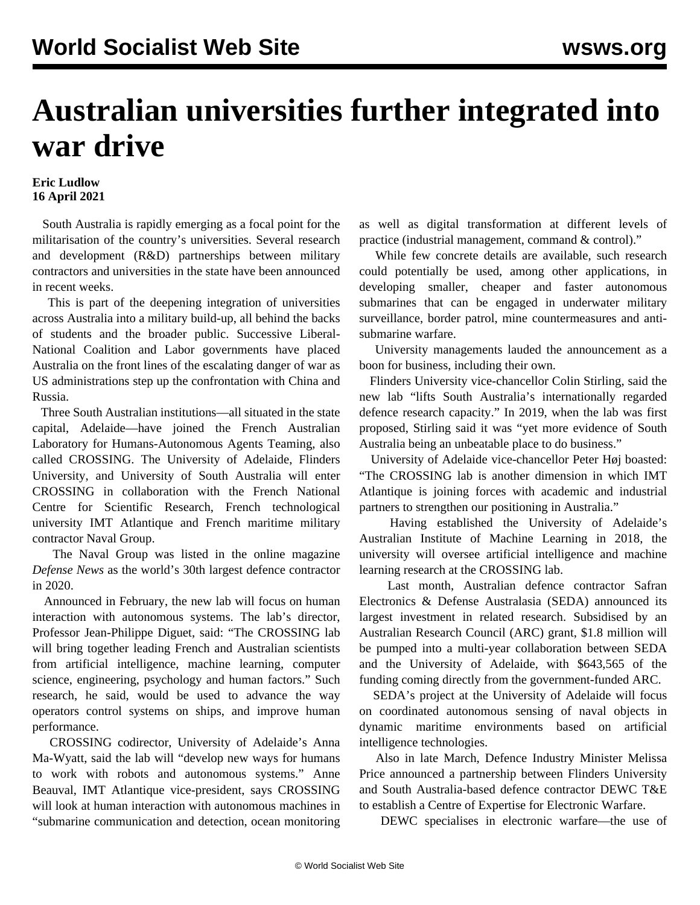# Australian universities further integrated into war drive

**Eric Ludlow**
**16 April 2021**

South Australia is rapidly emerging as a focal point for the militarisation of the country's universities. Several research and development (R&D) partnerships between military contractors and universities in the state have been announced in recent weeks.

This is part of the deepening integration of universities across Australia into a military build-up, all behind the backs of students and the broader public. Successive Liberal-National Coalition and Labor governments have placed Australia on the front lines of the escalating danger of war as US administrations step up the confrontation with China and Russia.

Three South Australian institutions—all situated in the state capital, Adelaide—have joined the French Australian Laboratory for Humans-Autonomous Agents Teaming, also called CROSSING. The University of Adelaide, Flinders University, and University of South Australia will enter CROSSING in collaboration with the French National Centre for Scientific Research, French technological university IMT Atlantique and French maritime military contractor Naval Group.

The Naval Group was listed in the online magazine *Defense News* as the world's 30th largest defence contractor in 2020.

Announced in February, the new lab will focus on human interaction with autonomous systems. The lab's director, Professor Jean-Philippe Diguet, said: "The CROSSING lab will bring together leading French and Australian scientists from artificial intelligence, machine learning, computer science, engineering, psychology and human factors." Such research, he said, would be used to advance the way operators control systems on ships, and improve human performance.

CROSSING codirector, University of Adelaide's Anna Ma-Wyatt, said the lab will "develop new ways for humans to work with robots and autonomous systems." Anne Beauval, IMT Atlantique vice-president, says CROSSING will look at human interaction with autonomous machines in "submarine communication and detection, ocean monitoring as well as digital transformation at different levels of practice (industrial management, command & control)."

While few concrete details are available, such research could potentially be used, among other applications, in developing smaller, cheaper and faster autonomous submarines that can be engaged in underwater military surveillance, border patrol, mine countermeasures and anti-submarine warfare.

University managements lauded the announcement as a boon for business, including their own.

Flinders University vice-chancellor Colin Stirling, said the new lab "lifts South Australia's internationally regarded defence research capacity." In 2019, when the lab was first proposed, Stirling said it was "yet more evidence of South Australia being an unbeatable place to do business."

University of Adelaide vice-chancellor Peter Høj boasted: "The CROSSING lab is another dimension in which IMT Atlantique is joining forces with academic and industrial partners to strengthen our positioning in Australia."

Having established the University of Adelaide's Australian Institute of Machine Learning in 2018, the university will oversee artificial intelligence and machine learning research at the CROSSING lab.

Last month, Australian defence contractor Safran Electronics & Defense Australasia (SEDA) announced its largest investment in related research. Subsidised by an Australian Research Council (ARC) grant, $1.8 million will be pumped into a multi-year collaboration between SEDA and the University of Adelaide, with $643,565 of the funding coming directly from the government-funded ARC.

SEDA's project at the University of Adelaide will focus on coordinated autonomous sensing of naval objects in dynamic maritime environments based on artificial intelligence technologies.

Also in late March, Defence Industry Minister Melissa Price announced a partnership between Flinders University and South Australia-based defence contractor DEWC T&E to establish a Centre of Expertise for Electronic Warfare.

DEWC specialises in electronic warfare—the use of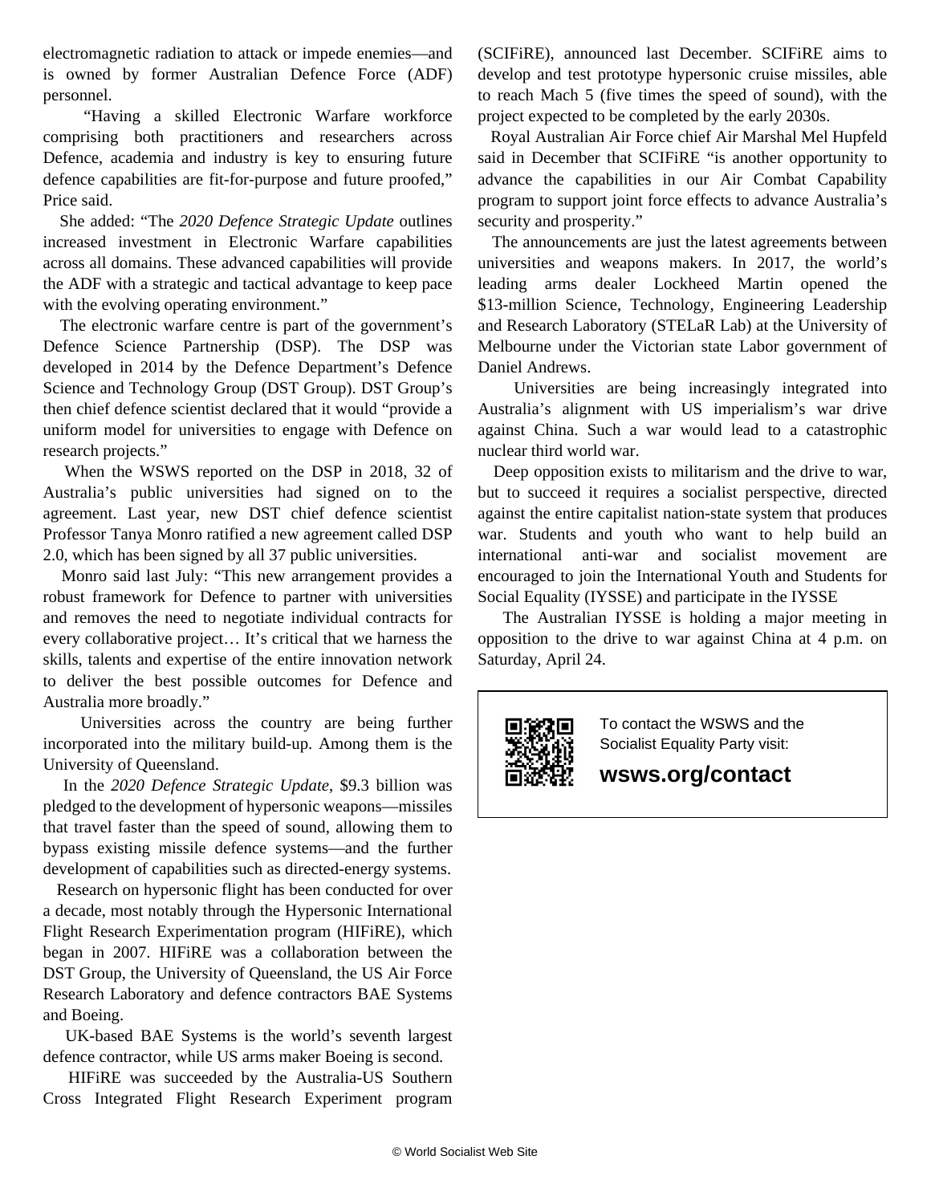electromagnetic radiation to attack or impede enemies—and is owned by former Australian Defence Force (ADF) personnel.

"Having a skilled Electronic Warfare workforce comprising both practitioners and researchers across Defence, academia and industry is key to ensuring future defence capabilities are fit-for-purpose and future proofed," Price said.

She added: "The *2020 Defence Strategic Update* outlines increased investment in Electronic Warfare capabilities across all domains. These advanced capabilities will provide the ADF with a strategic and tactical advantage to keep pace with the evolving operating environment."

The electronic warfare centre is part of the government's Defence Science Partnership (DSP). The DSP was developed in 2014 by the Defence Department's Defence Science and Technology Group (DST Group). DST Group's then chief defence scientist declared that it would "provide a uniform model for universities to engage with Defence on research projects."

When the WSWS reported on the DSP in 2018, 32 of Australia's public universities had signed on to the agreement. Last year, new DST chief defence scientist Professor Tanya Monro ratified a new agreement called DSP 2.0, which has been signed by all 37 public universities.

Monro said last July: "This new arrangement provides a robust framework for Defence to partner with universities and removes the need to negotiate individual contracts for every collaborative project… It's critical that we harness the skills, talents and expertise of the entire innovation network to deliver the best possible outcomes for Defence and Australia more broadly."

Universities across the country are being further incorporated into the military build-up. Among them is the University of Queensland.

In the *2020 Defence Strategic Update*, $9.3 billion was pledged to the development of hypersonic weapons—missiles that travel faster than the speed of sound, allowing them to bypass existing missile defence systems—and the further development of capabilities such as directed-energy systems.

Research on hypersonic flight has been conducted for over a decade, most notably through the Hypersonic International Flight Research Experimentation program (HIFiRE), which began in 2007. HIFiRE was a collaboration between the DST Group, the University of Queensland, the US Air Force Research Laboratory and defence contractors BAE Systems and Boeing.

UK-based BAE Systems is the world's seventh largest defence contractor, while US arms maker Boeing is second.

HIFiRE was succeeded by the Australia-US Southern Cross Integrated Flight Research Experiment program (SCIFiRE), announced last December. SCIFiRE aims to develop and test prototype hypersonic cruise missiles, able to reach Mach 5 (five times the speed of sound), with the project expected to be completed by the early 2030s.

Royal Australian Air Force chief Air Marshal Mel Hupfeld said in December that SCIFiRE "is another opportunity to advance the capabilities in our Air Combat Capability program to support joint force effects to advance Australia's security and prosperity."

The announcements are just the latest agreements between universities and weapons makers. In 2017, the world's leading arms dealer Lockheed Martin opened the $13-million Science, Technology, Engineering Leadership and Research Laboratory (STELaR Lab) at the University of Melbourne under the Victorian state Labor government of Daniel Andrews.

Universities are being increasingly integrated into Australia's alignment with US imperialism's war drive against China. Such a war would lead to a catastrophic nuclear third world war.

Deep opposition exists to militarism and the drive to war, but to succeed it requires a socialist perspective, directed against the entire capitalist nation-state system that produces war. Students and youth who want to help build an international anti-war and socialist movement are encouraged to join the International Youth and Students for Social Equality (IYSSE) and participate in the IYSSE

The Australian IYSSE is holding a major meeting in opposition to the drive to war against China at 4 p.m. on Saturday, April 24.

To contact the WSWS and the Socialist Equality Party visit:

**wsws.org/contact**